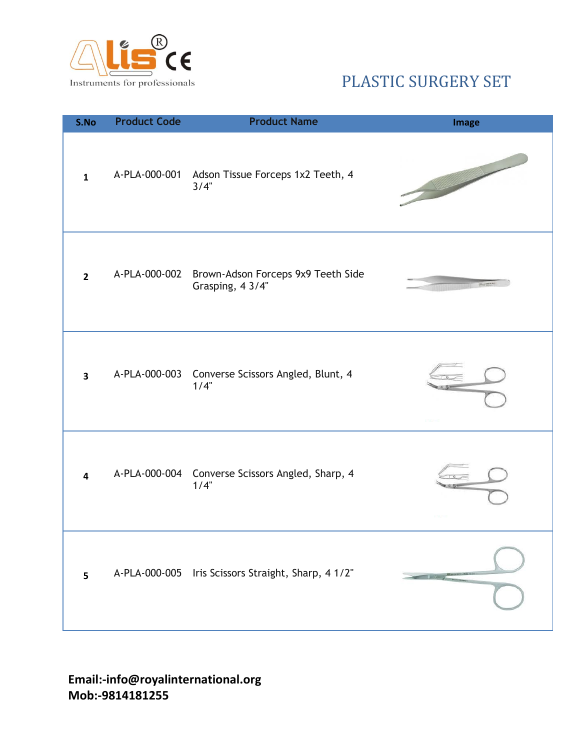Alis®
Instruments for professionals

# PLASTIC SURGERY SET

| S.No | Product Code | Product Name | Image |
| --- | --- | --- | --- |
| 1 | A-PLA-000-001 | Adson Tissue Forceps 1x2 Teeth, 4 3/4" | |
| 2 | A-PLA-000-002 | Brown-Adson Forceps 9x9 Teeth Side Grasping, 4 3/4" | |
| 3 | A-PLA-000-003 | Converse Scissors Angled, Blunt, 4 1/4" | |
| 4 | A-PLA-000-004 | Converse Scissors Angled, Sharp, 4 1/4" | |
| 5 | A-PLA-000-005 | Iris Scissors Straight, Sharp, 4 1/2" | |

**Email:-info@royalinternational.org**
**Mob:-9814181255**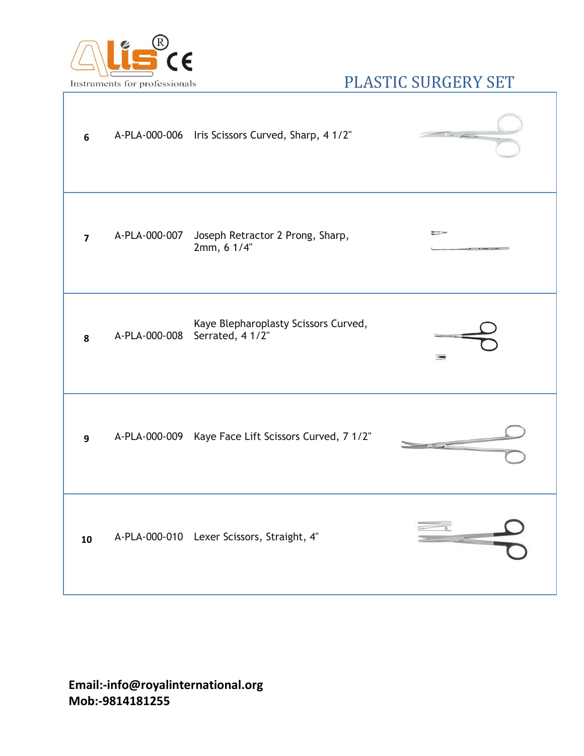Instruments for professionals

# PLASTIC SURGERY SET

| No. | Code | Description |
|---|---|---|
| 6 | A-PLA-000-006 | Iris Scissors Curved, Sharp, 4 1/2" |
| 7 | A-PLA-000-007 | Joseph Retractor 2 Prong, Sharp, 2mm, 6 1/4" |
| 8 | A-PLA-000-008 | Kaye Blepharoplasty Scissors Curved, Serrated, 4 1/2" |
| 9 | A-PLA-000-009 | Kaye Face Lift Scissors Curved, 7 1/2" |
| 10 | A-PLA-000-010 | Lexer Scissors, Straight, 4" |

**Email:-info@royalinternational.org**
**Mob:-9814181255**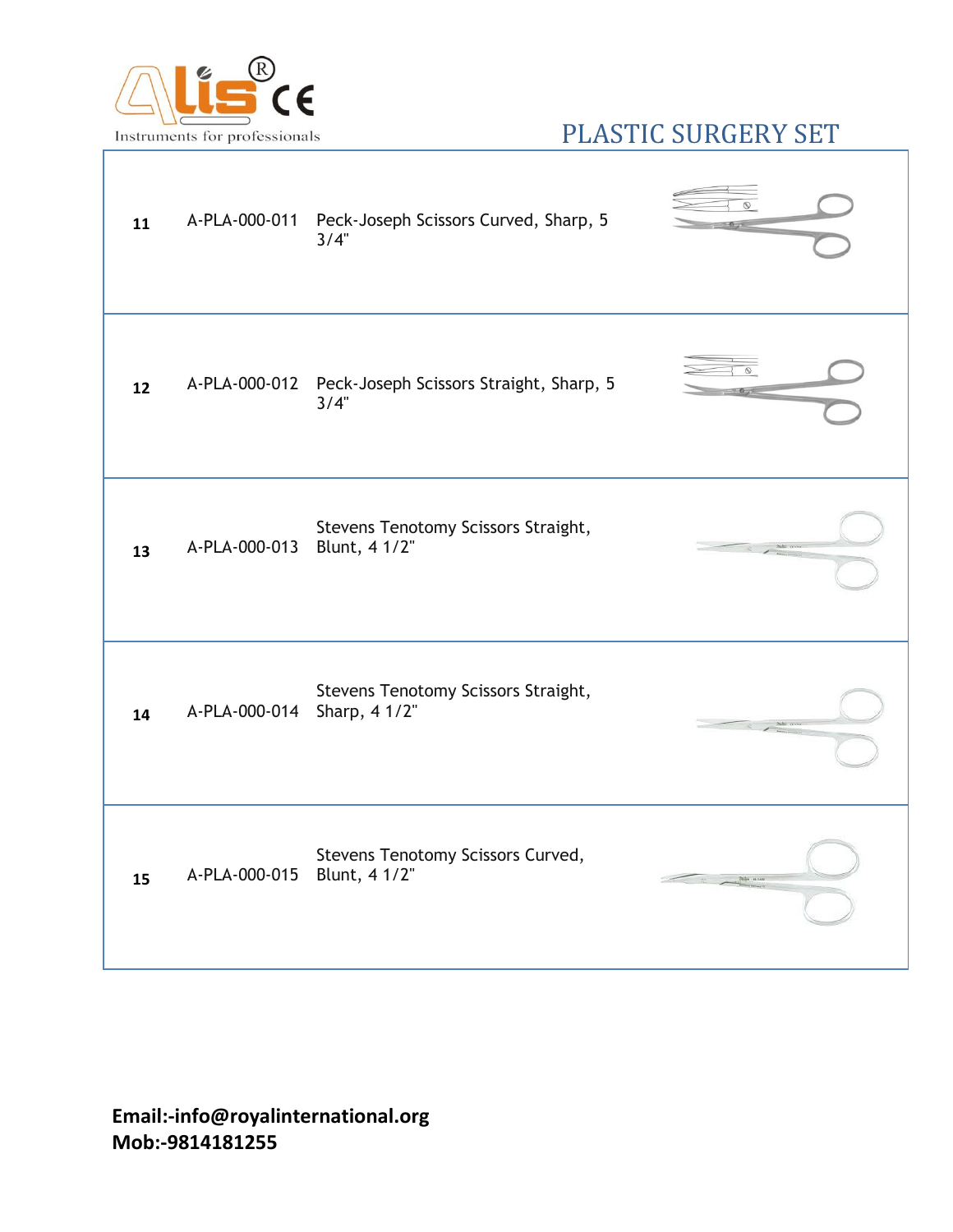# PLASTIC SURGERY SET

| | | |
|---|---|---|
| 11 | A-PLA-000-011 | Peck-Joseph Scissors Curved, Sharp, 5 3/4" |
| 12 | A-PLA-000-012 | Peck-Joseph Scissors Straight, Sharp, 5 3/4" |
| 13 | A-PLA-000-013 | Stevens Tenotomy Scissors Straight, Blunt, 4 1/2" |
| 14 | A-PLA-000-014 | Stevens Tenotomy Scissors Straight, Sharp, 4 1/2" |
| 15 | A-PLA-000-015 | Stevens Tenotomy Scissors Curved, Blunt, 4 1/2" |

**Email:-info@royalinternational.org**
**Mob:-9814181255**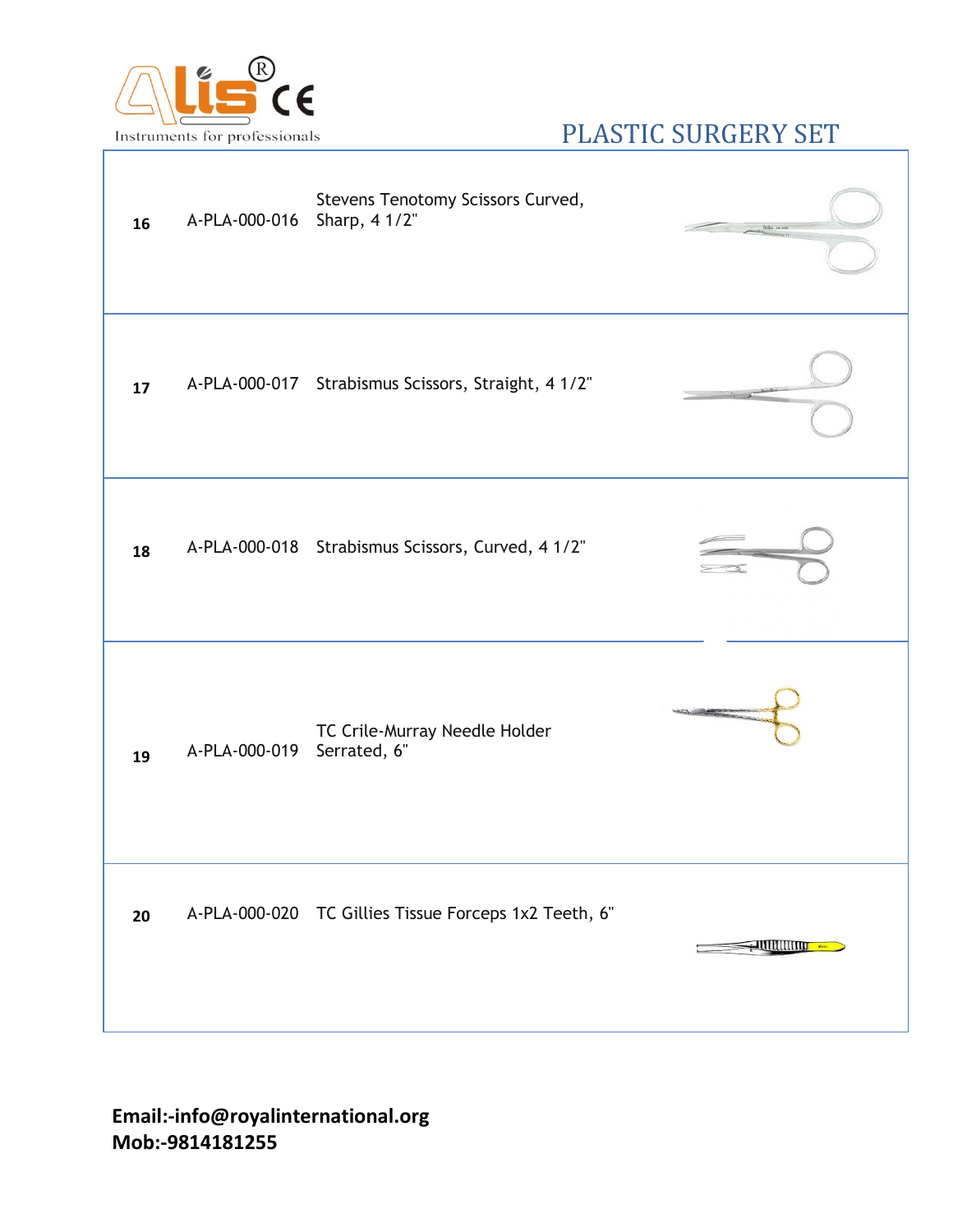# PLASTIC SURGERY SET

| | | |
|---|---|---|
| 16 | A-PLA-000-016 | Stevens Tenotomy Scissors Curved, Sharp, 4 1/2" |
| 17 | A-PLA-000-017 | Strabismus Scissors, Straight, 4 1/2" |
| 18 | A-PLA-000-018 | Strabismus Scissors, Curved, 4 1/2" |
| 19 | A-PLA-000-019 | TC Crile-Murray Needle Holder Serrated, 6" |
| 20 | A-PLA-000-020 | TC Gillies Tissue Forceps 1x2 Teeth, 6" |

**Email:-info@royalinternational.org**
**Mob:-9814181255**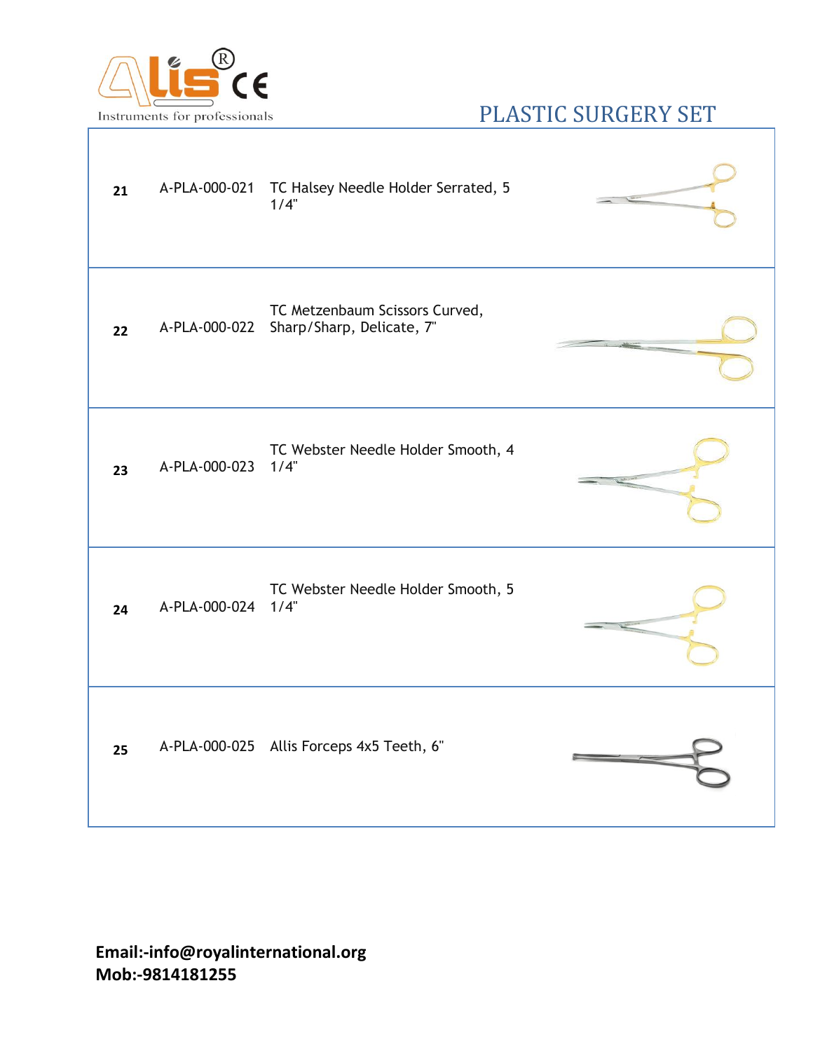Instruments for professionals

# PLASTIC SURGERY SET

| | | |
|---|---|---|
| 21 | A-PLA-000-021 | TC Halsey Needle Holder Serrated, 5 1/4" |
| 22 | A-PLA-000-022 | TC Metzenbaum Scissors Curved, Sharp/Sharp, Delicate, 7" |
| 23 | A-PLA-000-023 | TC Webster Needle Holder Smooth, 4 1/4" |
| 24 | A-PLA-000-024 | TC Webster Needle Holder Smooth, 5 1/4" |
| 25 | A-PLA-000-025 | Allis Forceps 4x5 Teeth, 6" |

**Email:-info@royalinternational.org**
**Mob:-9814181255**